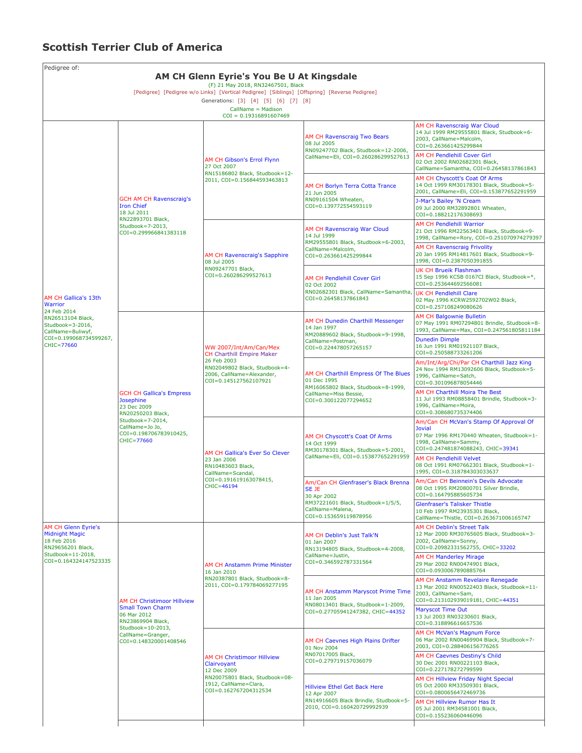# Scottish Terrier Club of America

Pedigree of:

## AM CH Glenn Eyrie's You Be U At Kingsdale

(F) 21 May 2018, RN32467501, Black

[Pedigree] [Pedigree w/o Links] [Vertical Pedigree] [Siblings] [Offspring] [Reverse Pedigree]

Generations: [3] [4] [5] [6] [7] [8]

CallName = Madison
COI = 0.19316891607469

| Parents | Grandparents | Great-Grandparents | Gen 4 | Gen 5 |
|---|---|---|---|---|
| AM CH Gallica's 13th Warrior 24 Feb 2014 RN26513104 Black, Studbook=3-2016, CallName=Buliwyf, COI=0.199068734599267, CHIC=77660 | GCH AM CH Ravenscraig's Iron Chief 18 Jul 2011 RN22893701 Black, Studbook=7-2013, COI=0.299966841383118 | AM CH Gibson's Errol Flynn 27 Oct 2007 RN15186802 Black, Studbook=12-2011, COI=0.156844593463813 | AM CH Ravenscraig Two Bears 08 Jul 2005 RN09247702 Black, Studbook=12-2006, CallName=Eli, COI=0.260286299527613 | AM CH Ravenscraig War Cloud 14 Jul 1999 RM29555801 Black, Studbook=6-2003, CallName=Malcolm, COI=0.263661425299844 |
| | | | | AM CH Pendlehill Cover Girl 02 Oct 2002 RN02682301 Black, CallName=Samantha, COI=0.26458137861843 |
| | | | AM CH Borlyn Terra Cotta Trance 21 Jun 2005 RN09161504 Wheaten, COI=0.139772554593119 | AM CH Chyscott's Coat Of Arms 14 Oct 1999 RM30178301 Black, Studbook=5-2001, CallName=Eli, COI=0.153877652291959 |
| | | | | J-Mar's Bailey 'N Cream 09 Jul 2000 RM32892801 Wheaten, COI=0.188212176308693 |
| | | AM CH Ravenscraig's Sapphire 08 Jul 2005 RN09247701 Black, COI=0.260286299527613 | AM CH Ravenscraig War Cloud 14 Jul 1999 RM29555801 Black, Studbook=6-2003, CallName=Malcolm, COI=0.263661425299844 | AM CH Pendlehill Warrior 21 Oct 1996 RM22563401 Black, Studbook=9-1998, CallName=Rory, COI=0.251070974279397 |
| | | | | AM CH Ravenscraig Frivolity 20 Jan 1995 RM14817601 Black, Studbook=9-1998, COI=0.2387050391855 |
| | | | AM CH Pendlehill Cover Girl 02 Oct 2002 RN02682301 Black, CallName=Samantha, COI=0.26458137861843 | UK CH Brueik Flashman 15 Sep 1996 KCSB 0167CI Black, Studbook=*, COI=0.253644692566081 |
| | | | | UK CH Pendlehill Clare 02 May 1996 KCRW2592702W02 Black, COI=0.257108249080626 |
| | GCH CH Gallica's Empress Josephine 23 Dec 2009 RN20250203 Black, Studbook=7-2014, CallName=Jo Jo, COI=0.198706783910425, CHIC=77660 | WW 2007/Int/Am/Can/Mex CH Charthill Empire Maker 26 Feb 2003 RN02049802 Black, Studbook=4-2006, CallName=Alexander, COI=0.145127562107921 | AM CH Dunedin Charthill Messenger 14 Jan 1997 RM20889602 Black, Studbook=9-1998, CallName=Postman, COI=0.224478057265157 | AM CH Balgownie Bulletin 07 May 1991 RM07294801 Brindle, Studbook=8-1993, CallName=Max, COI=0.247561805811184 |
| | | | | Dunedin Dimple 16 Jun 1991 RM01921107 Black, COI=0.250588733261206 |
| | | | AM CH Charthill Empress Of The Blues 01 Dec 1995 RM16065802 Black, Studbook=8-1999, CallName=Miss Bessie, COI=0.300122077294652 | Am/Int/Arg/Chi/Par CH Charthill Jazz King 24 Nov 1994 RM13092606 Black, Studbook=5-1996, CallName=Satch, COI=0.301096878054446 |
| | | | | AM CH Charthill Moira The Best 11 Jul 1993 RM08858401 Brindle, Studbook=3-1996, CallName=Moira, COI=0.308680735374406 |
| | | AM CH Gallica's Ever So Clever 23 Jan 2006 RN10483603 Black, CallName=Scandal, COI=0.191619163078415, CHIC=46194 | AM CH Chyscott's Coat Of Arms 14 Oct 1999 RM30178301 Black, Studbook=5-2001, CallName=Eli, COI=0.153877652291959 | Am/Can CH McVan's Stamp Of Approval Of Jovial 07 Mar 1996 RM170440 Wheaten, Studbook=1-1998, CallName=Sammy, COI=0.247481874088243, CHIC=39341 |
| | | | | AM CH Pendlehill Velvet 08 Oct 1991 RM07662301 Black, Studbook=1-1995, COI=0.318784303033637 |
| | | | Am/Can CH Glenfraser's Black Brenna SE JE 30 Apr 2002 RM37221601 Black, Studbook=1/5/5, CallName=Malena, COI=0.153659119878956 | Am/Can CH Beinnein's Devils Advocate 08 Oct 1995 RM20800701 Silver Brindle, COI=0.164795885605734 |
| | | | | Glenfraser's Talisker Thistle 10 Feb 1997 RM23935301 Black, CallName=Thistle, COI=0.263671006165747 |
| AM CH Glenn Eyrie's Midnight Magic 18 Feb 2016 RN29656201 Black, Studbook=11-2018, COI=0.164324147523335 | AM CH Christimoor Hillview Small Town Charm 06 Mar 2012 RN23869904 Black, Studbook=10-2013, CallName=Granger, COI=0.148320001408546 | AM CH Anstamm Prime Minister 16 Jan 2010 RN20387801 Black, Studbook=8-2011, COI=0.179784069277195 | AM CH Deblin's Just Talk'N 01 Jan 2007 RN13194805 Black, Studbook=4-2008, CallName=Justin, COI=0.346592787331564 | AM CH Deblin's Street Talk 12 Mar 2000 RM30765605 Black, Studbook=3-2002, CallName=Sonny, COI=0.20982331562755, CHIC=33202 |
| | | | | AM CH Manderley Mirage 29 Mar 2002 RN00474901 Black, COI=0.0930067890885764 |
| | | | AM CH Anstamm Maryscot Prime Time 11 Jan 2005 RN08013401 Black, Studbook=1-2009, COI=0.27705941247382, CHIC=44352 | AM CH Anstamm Revelaire Renegade 13 Mar 2002 RN00522403 Black, Studbook=11-2003, CallName=Sam, COI=0.213102939019181, CHIC=44351 |
| | | | | Maryscot Time Out 13 Jul 2003 RN03230601 Black, COI=0.318896616657536 |
| | | AM CH Christimoor Hillview Clairvoyant 12 Dec 2009 RN20075801 Black, Studbook=08-1912, CallName=Clara, COI=0.162767204312534 | AM CH Caevnes High Plains Drifter 01 Nov 2004 RN07017005 Black, COI=0.279719157036079 | AM CH McVan's Magnum Force 06 Mar 2002 RN00469904 Black, Studbook=7-2003, COI=0.288406156776265 |
| | | | | AM CH Caevnes Destiny's Child 30 Dec 2001 RN00221103 Black, COI=0.227178272799599 |
| | | | Hillview Ethel Get Back Here 12 Apr 2007 RN14916605 Black Brindle, Studbook=5-2010, COI=0.160420729992939 | AM CH Hillview Friday Night Special 05 Oct 2000 RM33509301 Black, COI=0.0800656472469736 |
| | | | | AM CH Hillview Rumor Has It 05 Jul 2001 RM34581001 Black, COI=0.155236060446096 |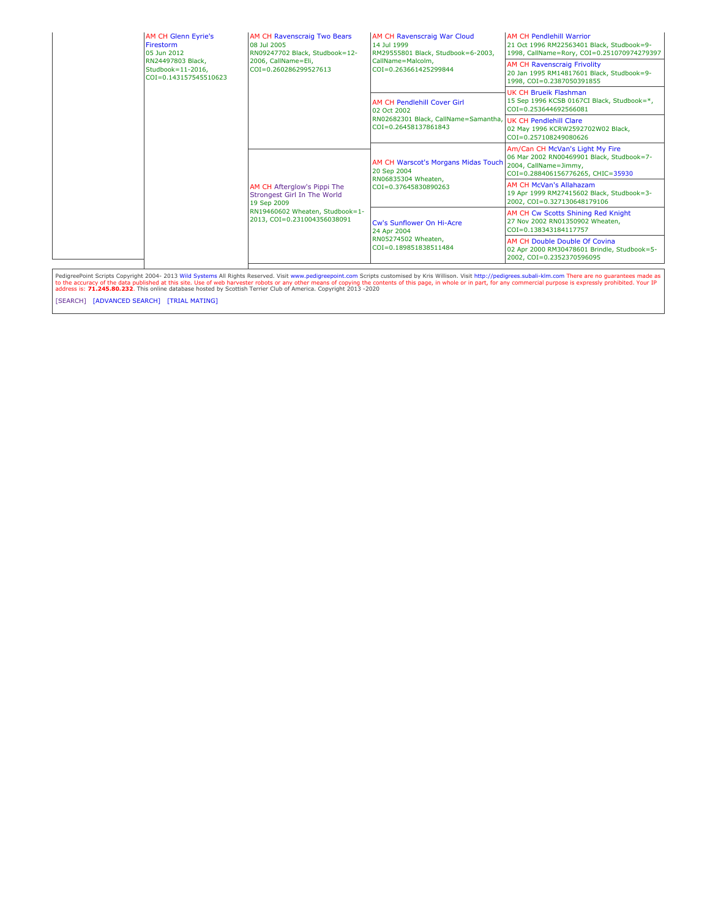| | | | | |
|---|---|---|---|---|
| | AM CH Glenn Eyrie's Firestorm 05 Jun 2012 RN24497803 Black, Studbook=11-2016, COI=0.143157545510623 | AM CH Ravenscraig Two Bears 08 Jul 2005 RN09247702 Black, Studbook=12-2006, CallName=Eli, COI=0.260286299527613 | AM CH Ravenscraig War Cloud 14 Jul 1999 RM29555801 Black, Studbook=6-2003, CallName=Malcolm, COI=0.263661425299844 | AM CH Pendlehill Warrior 21 Oct 1996 RM22563401 Black, Studbook=9-1998, CallName=Rory, COI=0.251070974279397 |
| | | | | AM CH Ravenscraig Frivolity 20 Jan 1995 RM14817601 Black, Studbook=9-1998, COI=0.2387050391855 |
| | | | AM CH Pendlehill Cover Girl 02 Oct 2002 RN02682301 Black, CallName=Samantha, COI=0.26458137861843 | UK CH Brueik Flashman 15 Sep 1996 KCSB 0167CI Black, Studbook=*, COI=0.253644692566081 |
| | | | | UK CH Pendlehill Clare 02 May 1996 KCRW2592702W02 Black, COI=0.257108249080626 |
| | | AM CH Afterglow's Pippi The Strongest Girl In The World 19 Sep 2009 RN19460602 Wheaten, Studbook=1-2013, COI=0.231004356038091 | AM CH Warscot's Morgans Midas Touch 20 Sep 2004 RN06835304 Wheaten, COI=0.37645830890263 | Am/Can CH McVan's Light My Fire 06 Mar 2002 RN00469901 Black, Studbook=7-2004, CallName=Jimmy, COI=0.288406156776265, CHIC=35930 |
| | | | | AM CH McVan's Allahazam 19 Apr 1999 RM27415602 Black, Studbook=3-2002, COI=0.327130648179106 |
| | | | Cw's Sunflower On Hi-Acre 24 Apr 2004 RN05274502 Wheaten, COI=0.189851838511484 | AM CH Cw Scotts Shining Red Knight 27 Nov 2002 RN01350902 Wheaten, COI=0.138343184117757 |
| | | | | AM CH Double Double Of Covina 02 Apr 2000 RM30478601 Brindle, Studbook=5-2002, COI=0.2352370596095 |

PedigreePoint Scripts Copyright 2004- 2013 Wild Systems All Rights Reserved. Visit www.pedigreepoint.com Scripts customised by Kris Willison. Visit http://pedigrees.subali-klm.com There are no guarantees made as to the accuracy of the data published at this site. Use of web harvester robots or any other means of copying the contents of this page, in whole or in part, for any commercial purpose is expressly prohibited. Your IP address is: **71.245.80.232**. This online database hosted by Scottish Terrier Club of America. Copyright 2013 -2020

[SEARCH] [ADVANCED SEARCH] [TRIAL MATING]